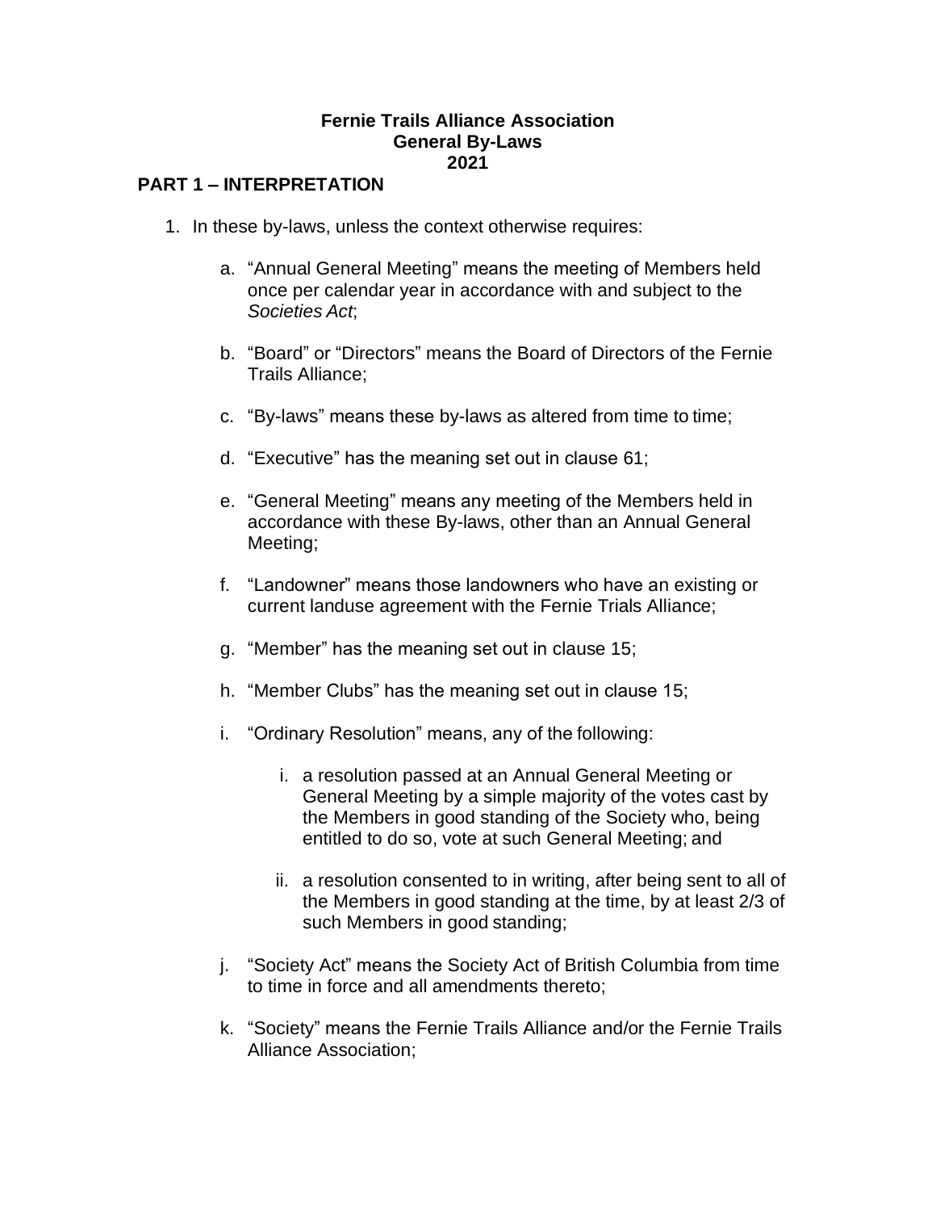**Fernie Trails Alliance Association**
**General By-Laws**
**2021**

## PART 1 – INTERPRETATION

1. In these by-laws, unless the context otherwise requires:

    a. "Annual General Meeting" means the meeting of Members held once per calendar year in accordance with and subject to the *Societies Act*;

    b. "Board" or "Directors" means the Board of Directors of the Fernie Trails Alliance;

    c. "By-laws" means these by-laws as altered from time to time;

    d. "Executive" has the meaning set out in clause 61;

    e. "General Meeting" means any meeting of the Members held in accordance with these By-laws, other than an Annual General Meeting;

    f. "Landowner" means those landowners who have an existing or current landuse agreement with the Fernie Trials Alliance;

    g. "Member" has the meaning set out in clause 15;

    h. "Member Clubs" has the meaning set out in clause 15;

    i. "Ordinary Resolution" means, any of the following:

        i. a resolution passed at an Annual General Meeting or General Meeting by a simple majority of the votes cast by the Members in good standing of the Society who, being entitled to do so, vote at such General Meeting; and

        ii. a resolution consented to in writing, after being sent to all of the Members in good standing at the time, by at least 2/3 of such Members in good standing;

    j. "Society Act" means the Society Act of British Columbia from time to time in force and all amendments thereto;

    k. "Society" means the Fernie Trails Alliance and/or the Fernie Trails Alliance Association;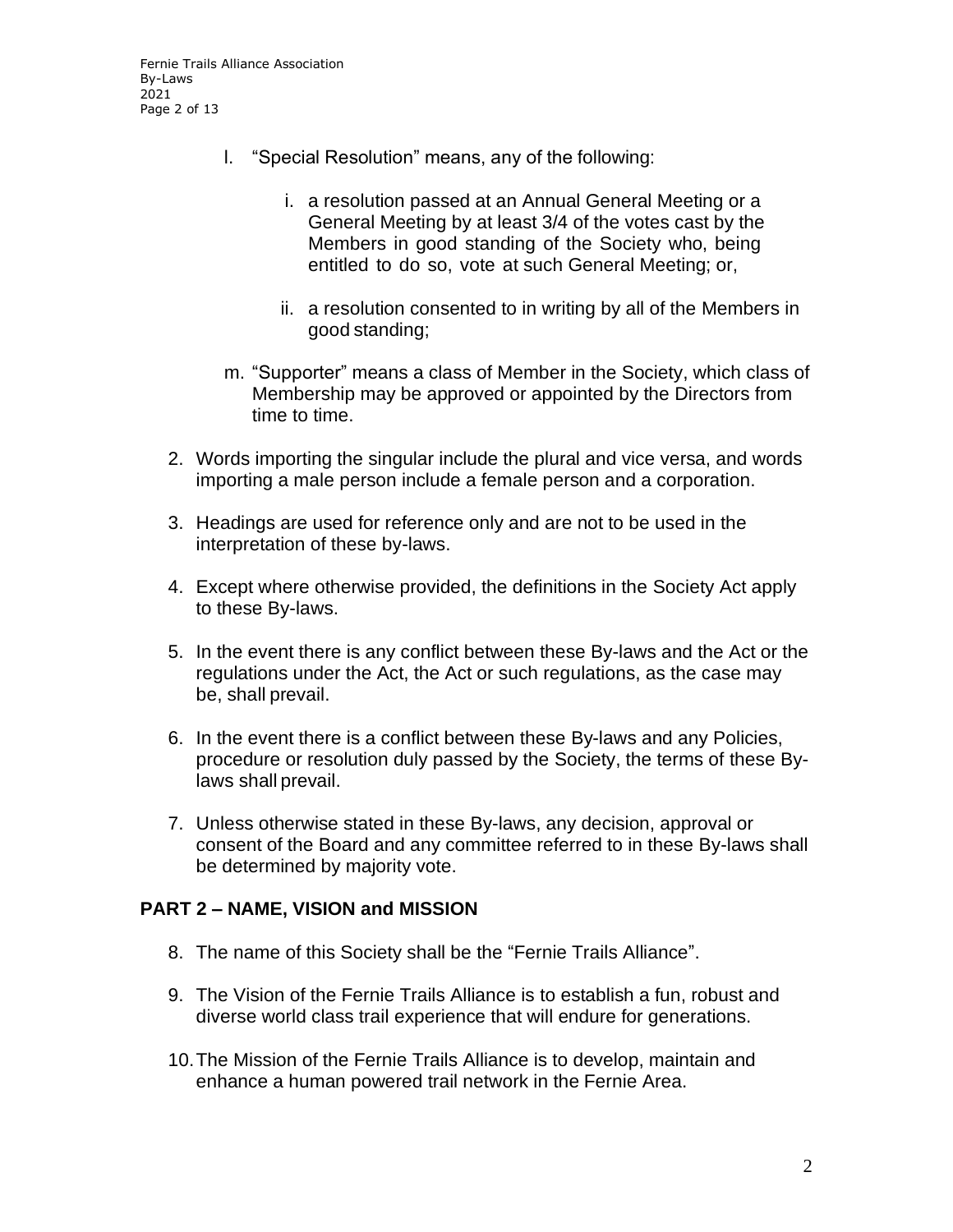l. "Special Resolution" means, any of the following:

   i. a resolution passed at an Annual General Meeting or a General Meeting by at least 3/4 of the votes cast by the Members in good standing of the Society who, being entitled to do so, vote at such General Meeting; or,

   ii. a resolution consented to in writing by all of the Members in good standing;

m. "Supporter" means a class of Member in the Society, which class of Membership may be approved or appointed by the Directors from time to time.

2. Words importing the singular include the plural and vice versa, and words importing a male person include a female person and a corporation.

3. Headings are used for reference only and are not to be used in the interpretation of these by-laws.

4. Except where otherwise provided, the definitions in the Society Act apply to these By-laws.

5. In the event there is any conflict between these By-laws and the Act or the regulations under the Act, the Act or such regulations, as the case may be, shall prevail.

6. In the event there is a conflict between these By-laws and any Policies, procedure or resolution duly passed by the Society, the terms of these By-laws shall prevail.

7. Unless otherwise stated in these By-laws, any decision, approval or consent of the Board and any committee referred to in these By-laws shall be determined by majority vote.

## PART 2 – NAME, VISION and MISSION

8. The name of this Society shall be the "Fernie Trails Alliance".

9. The Vision of the Fernie Trails Alliance is to establish a fun, robust and diverse world class trail experience that will endure for generations.

10. The Mission of the Fernie Trails Alliance is to develop, maintain and enhance a human powered trail network in the Fernie Area.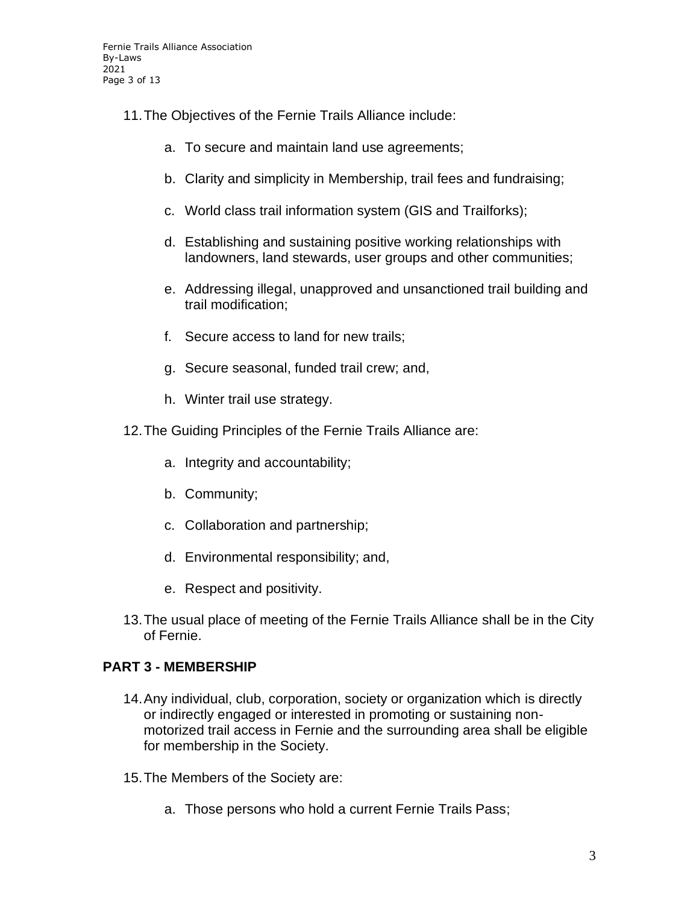11. The Objectives of the Fernie Trails Alliance include:

    a. To secure and maintain land use agreements;

    b. Clarity and simplicity in Membership, trail fees and fundraising;

    c. World class trail information system (GIS and Trailforks);

    d. Establishing and sustaining positive working relationships with landowners, land stewards, user groups and other communities;

    e. Addressing illegal, unapproved and unsanctioned trail building and trail modification;

    f. Secure access to land for new trails;

    g. Secure seasonal, funded trail crew; and,

    h. Winter trail use strategy.

12. The Guiding Principles of the Fernie Trails Alliance are:

    a. Integrity and accountability;

    b. Community;

    c. Collaboration and partnership;

    d. Environmental responsibility; and,

    e. Respect and positivity.

13. The usual place of meeting of the Fernie Trails Alliance shall be in the City of Fernie.

## PART 3 - MEMBERSHIP

14. Any individual, club, corporation, society or organization which is directly or indirectly engaged or interested in promoting or sustaining non-motorized trail access in Fernie and the surrounding area shall be eligible for membership in the Society.

15. The Members of the Society are:

    a. Those persons who hold a current Fernie Trails Pass;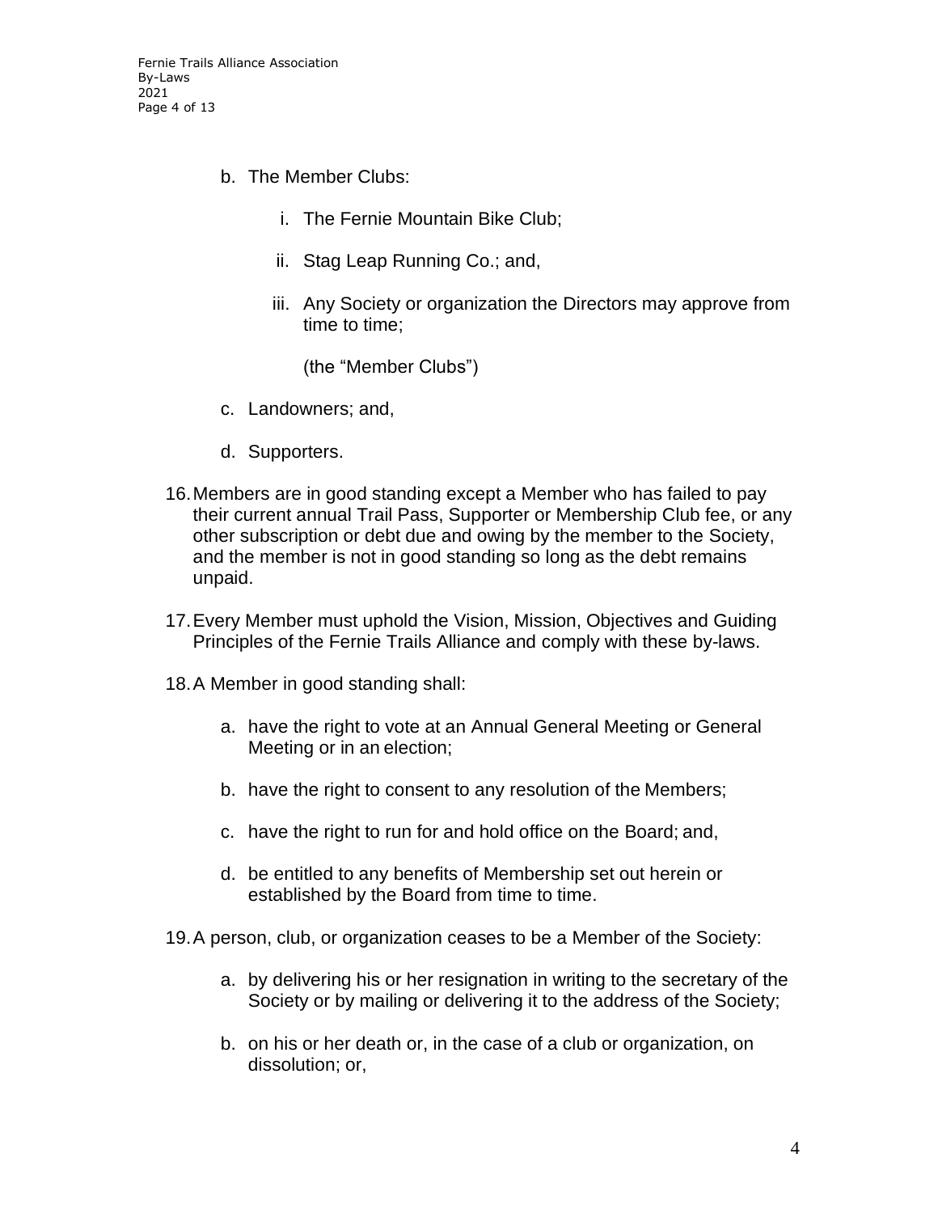b. The Member Clubs:

    i. The Fernie Mountain Bike Club;

    ii. Stag Leap Running Co.; and,

    iii. Any Society or organization the Directors may approve from time to time;

    (the "Member Clubs")

c. Landowners; and,

d. Supporters.

16. Members are in good standing except a Member who has failed to pay their current annual Trail Pass, Supporter or Membership Club fee, or any other subscription or debt due and owing by the member to the Society, and the member is not in good standing so long as the debt remains unpaid.

17. Every Member must uphold the Vision, Mission, Objectives and Guiding Principles of the Fernie Trails Alliance and comply with these by-laws.

18. A Member in good standing shall:

    a. have the right to vote at an Annual General Meeting or General Meeting or in an election;

    b. have the right to consent to any resolution of the Members;

    c. have the right to run for and hold office on the Board; and,

    d. be entitled to any benefits of Membership set out herein or established by the Board from time to time.

19. A person, club, or organization ceases to be a Member of the Society:

    a. by delivering his or her resignation in writing to the secretary of the Society or by mailing or delivering it to the address of the Society;

    b. on his or her death or, in the case of a club or organization, on dissolution; or,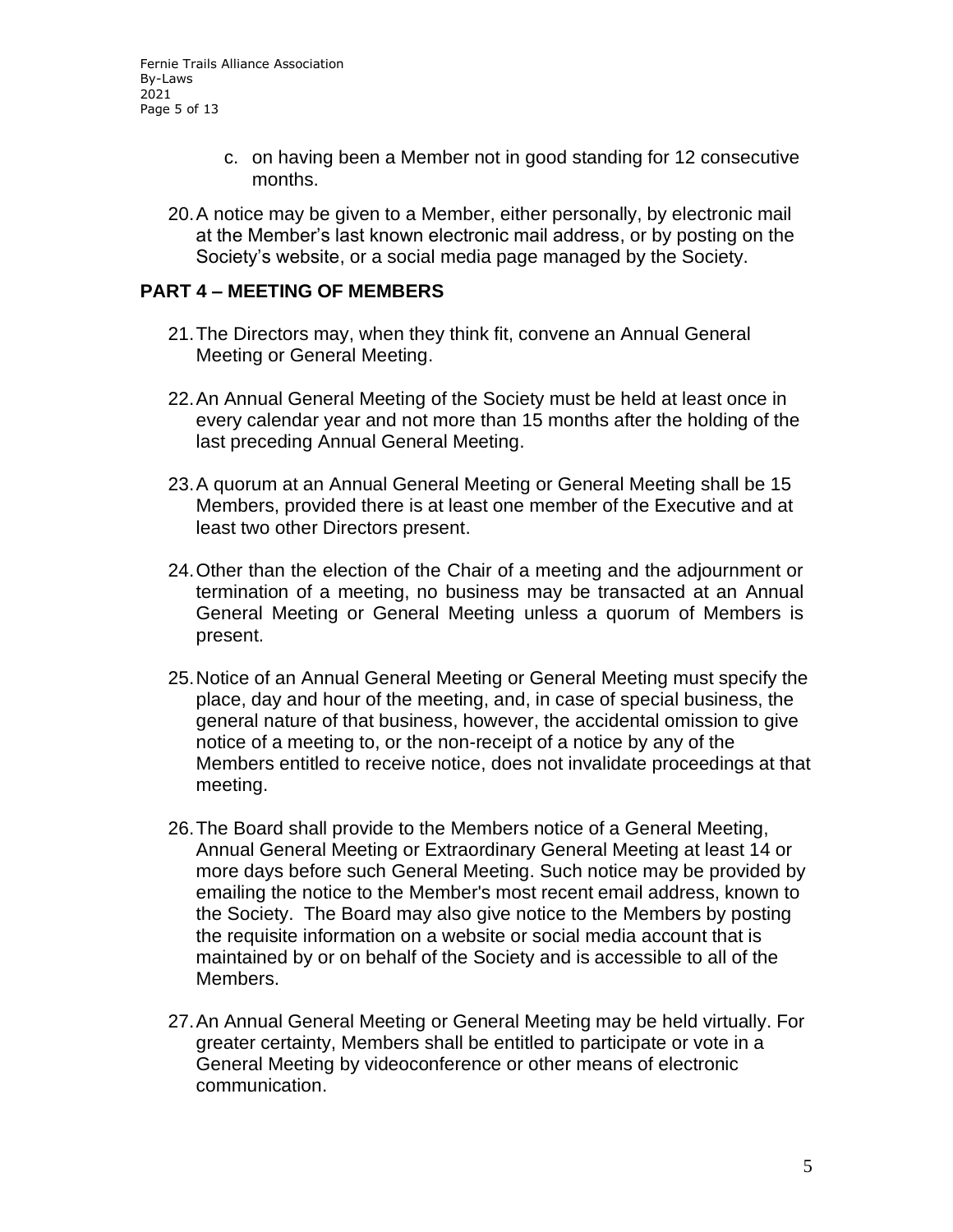c. on having been a Member not in good standing for 12 consecutive months.

20. A notice may be given to a Member, either personally, by electronic mail at the Member's last known electronic mail address, or by posting on the Society's website, or a social media page managed by the Society.

## PART 4 – MEETING OF MEMBERS

21. The Directors may, when they think fit, convene an Annual General Meeting or General Meeting.

22. An Annual General Meeting of the Society must be held at least once in every calendar year and not more than 15 months after the holding of the last preceding Annual General Meeting.

23. A quorum at an Annual General Meeting or General Meeting shall be 15 Members, provided there is at least one member of the Executive and at least two other Directors present.

24. Other than the election of the Chair of a meeting and the adjournment or termination of a meeting, no business may be transacted at an Annual General Meeting or General Meeting unless a quorum of Members is present.

25. Notice of an Annual General Meeting or General Meeting must specify the place, day and hour of the meeting, and, in case of special business, the general nature of that business, however, the accidental omission to give notice of a meeting to, or the non-receipt of a notice by any of the Members entitled to receive notice, does not invalidate proceedings at that meeting.

26. The Board shall provide to the Members notice of a General Meeting, Annual General Meeting or Extraordinary General Meeting at least 14 or more days before such General Meeting. Such notice may be provided by emailing the notice to the Member's most recent email address, known to the Society. The Board may also give notice to the Members by posting the requisite information on a website or social media account that is maintained by or on behalf of the Society and is accessible to all of the Members.

27. An Annual General Meeting or General Meeting may be held virtually. For greater certainty, Members shall be entitled to participate or vote in a General Meeting by videoconference or other means of electronic communication.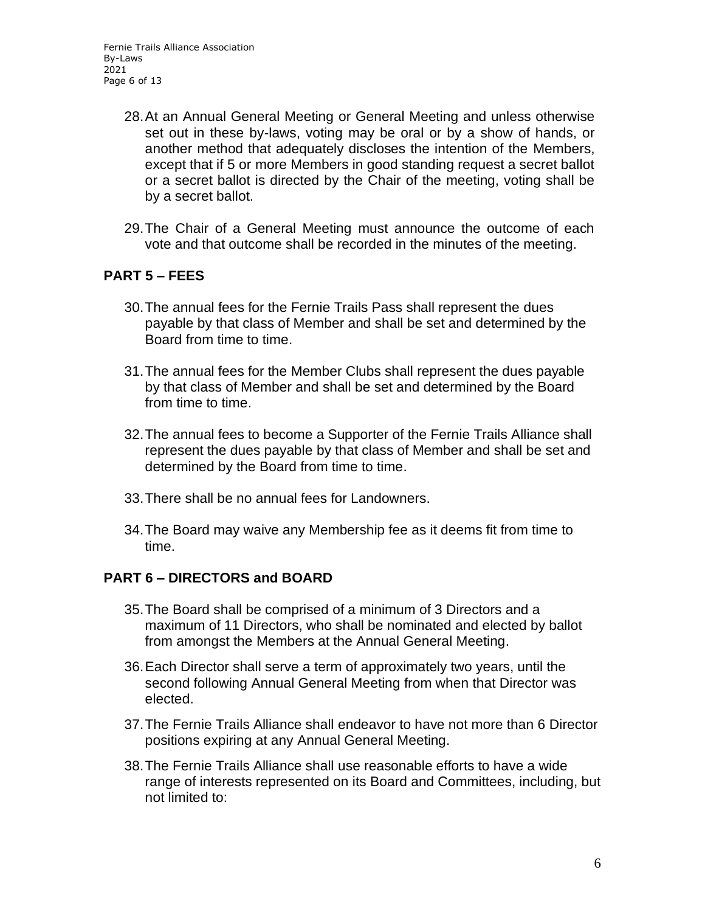28. At an Annual General Meeting or General Meeting and unless otherwise set out in these by-laws, voting may be oral or by a show of hands, or another method that adequately discloses the intention of the Members, except that if 5 or more Members in good standing request a secret ballot or a secret ballot is directed by the Chair of the meeting, voting shall be by a secret ballot.

29. The Chair of a General Meeting must announce the outcome of each vote and that outcome shall be recorded in the minutes of the meeting.

## PART 5 – FEES

30. The annual fees for the Fernie Trails Pass shall represent the dues payable by that class of Member and shall be set and determined by the Board from time to time.

31. The annual fees for the Member Clubs shall represent the dues payable by that class of Member and shall be set and determined by the Board from time to time.

32. The annual fees to become a Supporter of the Fernie Trails Alliance shall represent the dues payable by that class of Member and shall be set and determined by the Board from time to time.

33. There shall be no annual fees for Landowners.

34. The Board may waive any Membership fee as it deems fit from time to time.

## PART 6 – DIRECTORS and BOARD

35. The Board shall be comprised of a minimum of 3 Directors and a maximum of 11 Directors, who shall be nominated and elected by ballot from amongst the Members at the Annual General Meeting.

36. Each Director shall serve a term of approximately two years, until the second following Annual General Meeting from when that Director was elected.

37. The Fernie Trails Alliance shall endeavor to have not more than 6 Director positions expiring at any Annual General Meeting.

38. The Fernie Trails Alliance shall use reasonable efforts to have a wide range of interests represented on its Board and Committees, including, but not limited to: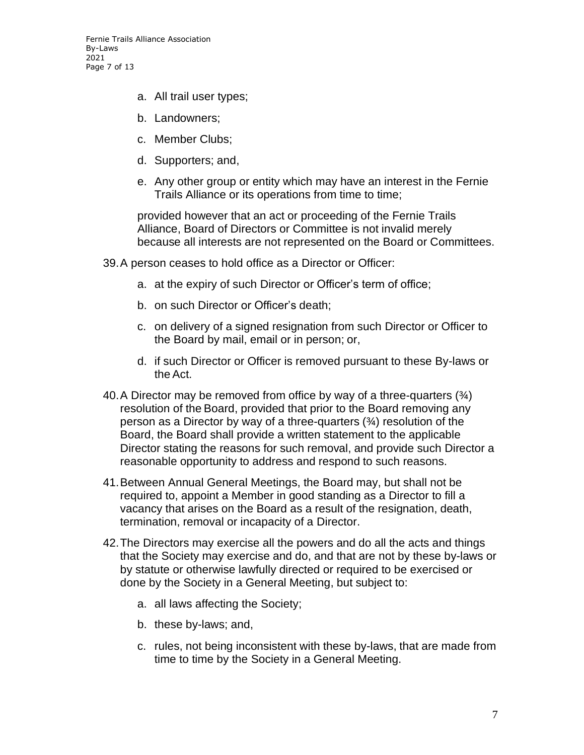a. All trail user types;

b. Landowners;

c. Member Clubs;

d. Supporters; and,

e. Any other group or entity which may have an interest in the Fernie Trails Alliance or its operations from time to time;

provided however that an act or proceeding of the Fernie Trails Alliance, Board of Directors or Committee is not invalid merely because all interests are not represented on the Board or Committees.

39. A person ceases to hold office as a Director or Officer:

    a. at the expiry of such Director or Officer's term of office;

    b. on such Director or Officer's death;

    c. on delivery of a signed resignation from such Director or Officer to the Board by mail, email or in person; or,

    d. if such Director or Officer is removed pursuant to these By-laws or the Act.

40. A Director may be removed from office by way of a three-quarters (¾) resolution of the Board, provided that prior to the Board removing any person as a Director by way of a three-quarters (¾) resolution of the Board, the Board shall provide a written statement to the applicable Director stating the reasons for such removal, and provide such Director a reasonable opportunity to address and respond to such reasons.

41. Between Annual General Meetings, the Board may, but shall not be required to, appoint a Member in good standing as a Director to fill a vacancy that arises on the Board as a result of the resignation, death, termination, removal or incapacity of a Director.

42. The Directors may exercise all the powers and do all the acts and things that the Society may exercise and do, and that are not by these by-laws or by statute or otherwise lawfully directed or required to be exercised or done by the Society in a General Meeting, but subject to:

    a. all laws affecting the Society;

    b. these by-laws; and,

    c. rules, not being inconsistent with these by-laws, that are made from time to time by the Society in a General Meeting.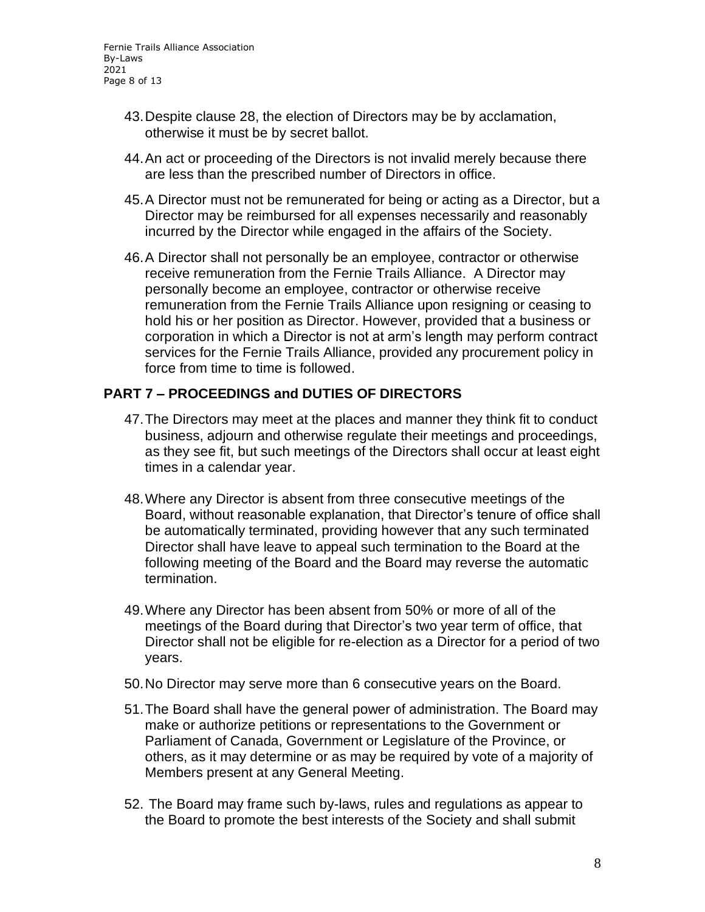43. Despite clause 28, the election of Directors may be by acclamation, otherwise it must be by secret ballot.

44. An act or proceeding of the Directors is not invalid merely because there are less than the prescribed number of Directors in office.

45. A Director must not be remunerated for being or acting as a Director, but a Director may be reimbursed for all expenses necessarily and reasonably incurred by the Director while engaged in the affairs of the Society.

46. A Director shall not personally be an employee, contractor or otherwise receive remuneration from the Fernie Trails Alliance. A Director may personally become an employee, contractor or otherwise receive remuneration from the Fernie Trails Alliance upon resigning or ceasing to hold his or her position as Director. However, provided that a business or corporation in which a Director is not at arm's length may perform contract services for the Fernie Trails Alliance, provided any procurement policy in force from time to time is followed.

## PART 7 – PROCEEDINGS and DUTIES OF DIRECTORS

47. The Directors may meet at the places and manner they think fit to conduct business, adjourn and otherwise regulate their meetings and proceedings, as they see fit, but such meetings of the Directors shall occur at least eight times in a calendar year.

48. Where any Director is absent from three consecutive meetings of the Board, without reasonable explanation, that Director's tenure of office shall be automatically terminated, providing however that any such terminated Director shall have leave to appeal such termination to the Board at the following meeting of the Board and the Board may reverse the automatic termination.

49. Where any Director has been absent from 50% or more of all of the meetings of the Board during that Director's two year term of office, that Director shall not be eligible for re-election as a Director for a period of two years.

50. No Director may serve more than 6 consecutive years on the Board.

51. The Board shall have the general power of administration. The Board may make or authorize petitions or representations to the Government or Parliament of Canada, Government or Legislature of the Province, or others, as it may determine or as may be required by vote of a majority of Members present at any General Meeting.

52. The Board may frame such by-laws, rules and regulations as appear to the Board to promote the best interests of the Society and shall submit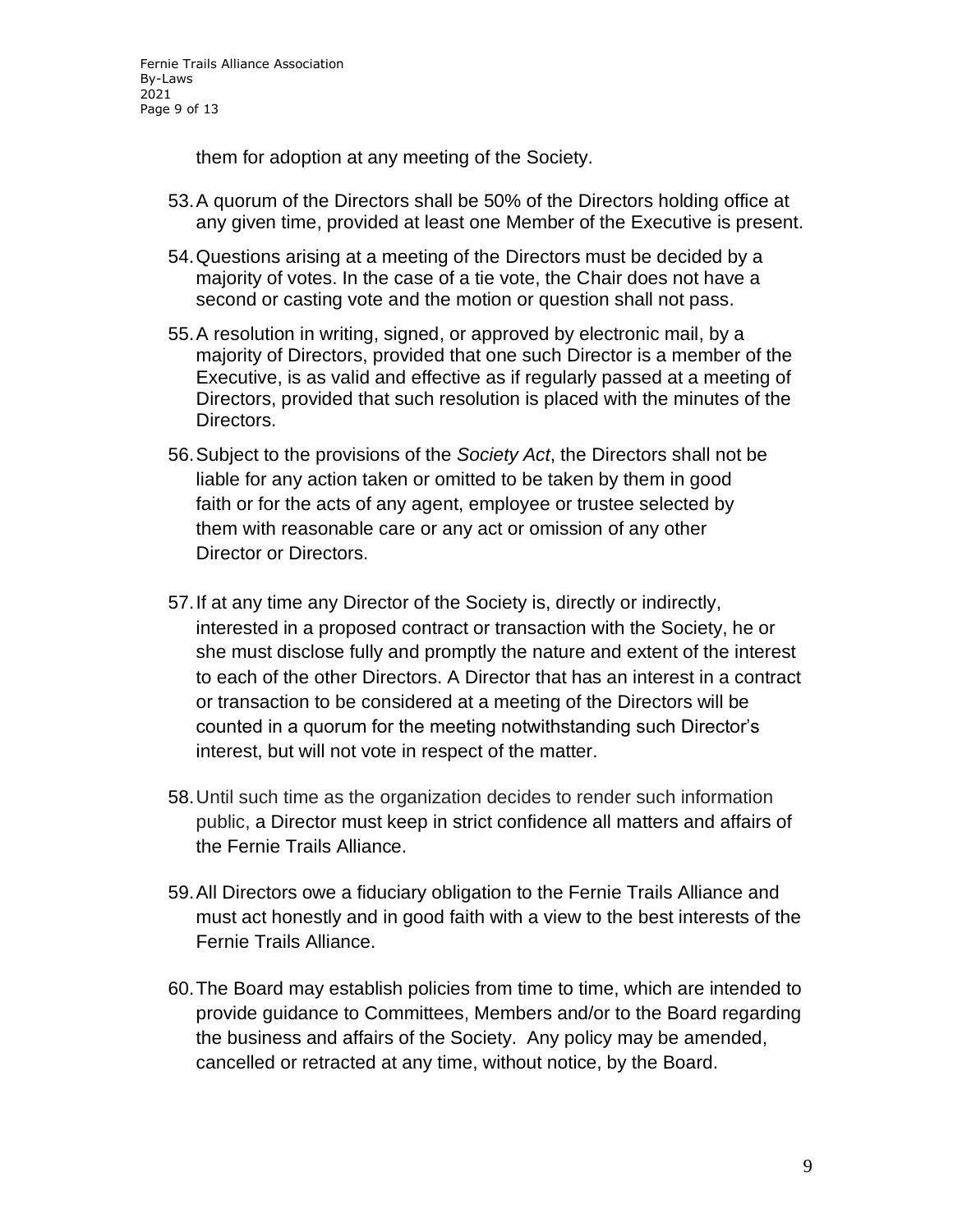them for adoption at any meeting of the Society.

53. A quorum of the Directors shall be 50% of the Directors holding office at any given time, provided at least one Member of the Executive is present.

54. Questions arising at a meeting of the Directors must be decided by a majority of votes. In the case of a tie vote, the Chair does not have a second or casting vote and the motion or question shall not pass.

55. A resolution in writing, signed, or approved by electronic mail, by a majority of Directors, provided that one such Director is a member of the Executive, is as valid and effective as if regularly passed at a meeting of Directors, provided that such resolution is placed with the minutes of the Directors.

56. Subject to the provisions of the *Society Act*, the Directors shall not be liable for any action taken or omitted to be taken by them in good faith or for the acts of any agent, employee or trustee selected by them with reasonable care or any act or omission of any other Director or Directors.

57. If at any time any Director of the Society is, directly or indirectly, interested in a proposed contract or transaction with the Society, he or she must disclose fully and promptly the nature and extent of the interest to each of the other Directors. A Director that has an interest in a contract or transaction to be considered at a meeting of the Directors will be counted in a quorum for the meeting notwithstanding such Director's interest, but will not vote in respect of the matter.

58. Until such time as the organization decides to render such information public, a Director must keep in strict confidence all matters and affairs of the Fernie Trails Alliance.

59. All Directors owe a fiduciary obligation to the Fernie Trails Alliance and must act honestly and in good faith with a view to the best interests of the Fernie Trails Alliance.

60. The Board may establish policies from time to time, which are intended to provide guidance to Committees, Members and/or to the Board regarding the business and affairs of the Society. Any policy may be amended, cancelled or retracted at any time, without notice, by the Board.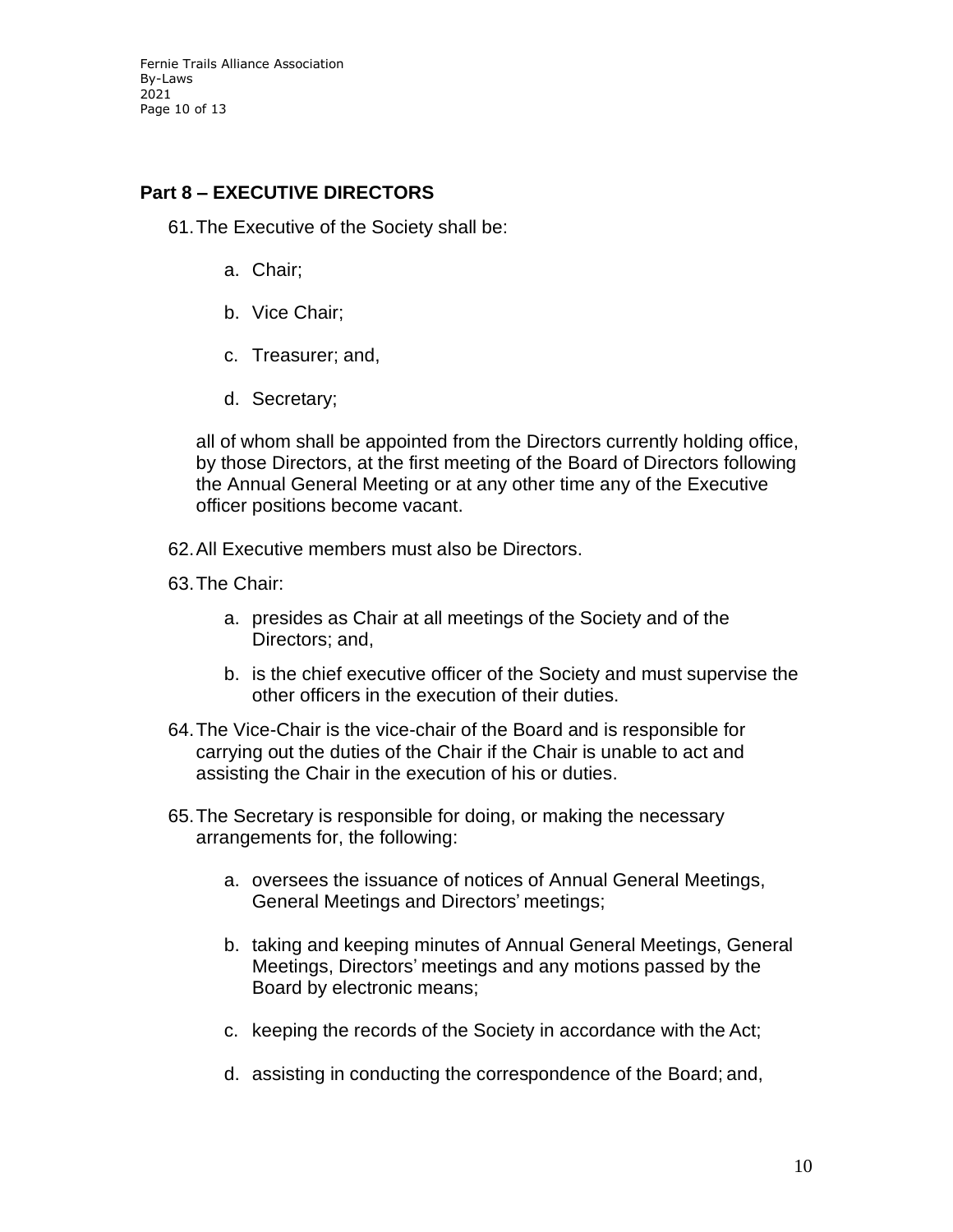## Part 8 – EXECUTIVE DIRECTORS

61. The Executive of the Society shall be:

    a. Chair;

    b. Vice Chair;

    c. Treasurer; and,

    d. Secretary;

    all of whom shall be appointed from the Directors currently holding office, by those Directors, at the first meeting of the Board of Directors following the Annual General Meeting or at any other time any of the Executive officer positions become vacant.

62. All Executive members must also be Directors.

63. The Chair:

    a. presides as Chair at all meetings of the Society and of the Directors; and,

    b. is the chief executive officer of the Society and must supervise the other officers in the execution of their duties.

64. The Vice-Chair is the vice-chair of the Board and is responsible for carrying out the duties of the Chair if the Chair is unable to act and assisting the Chair in the execution of his or duties.

65. The Secretary is responsible for doing, or making the necessary arrangements for, the following:

    a. oversees the issuance of notices of Annual General Meetings, General Meetings and Directors' meetings;

    b. taking and keeping minutes of Annual General Meetings, General Meetings, Directors' meetings and any motions passed by the Board by electronic means;

    c. keeping the records of the Society in accordance with the Act;

    d. assisting in conducting the correspondence of the Board; and,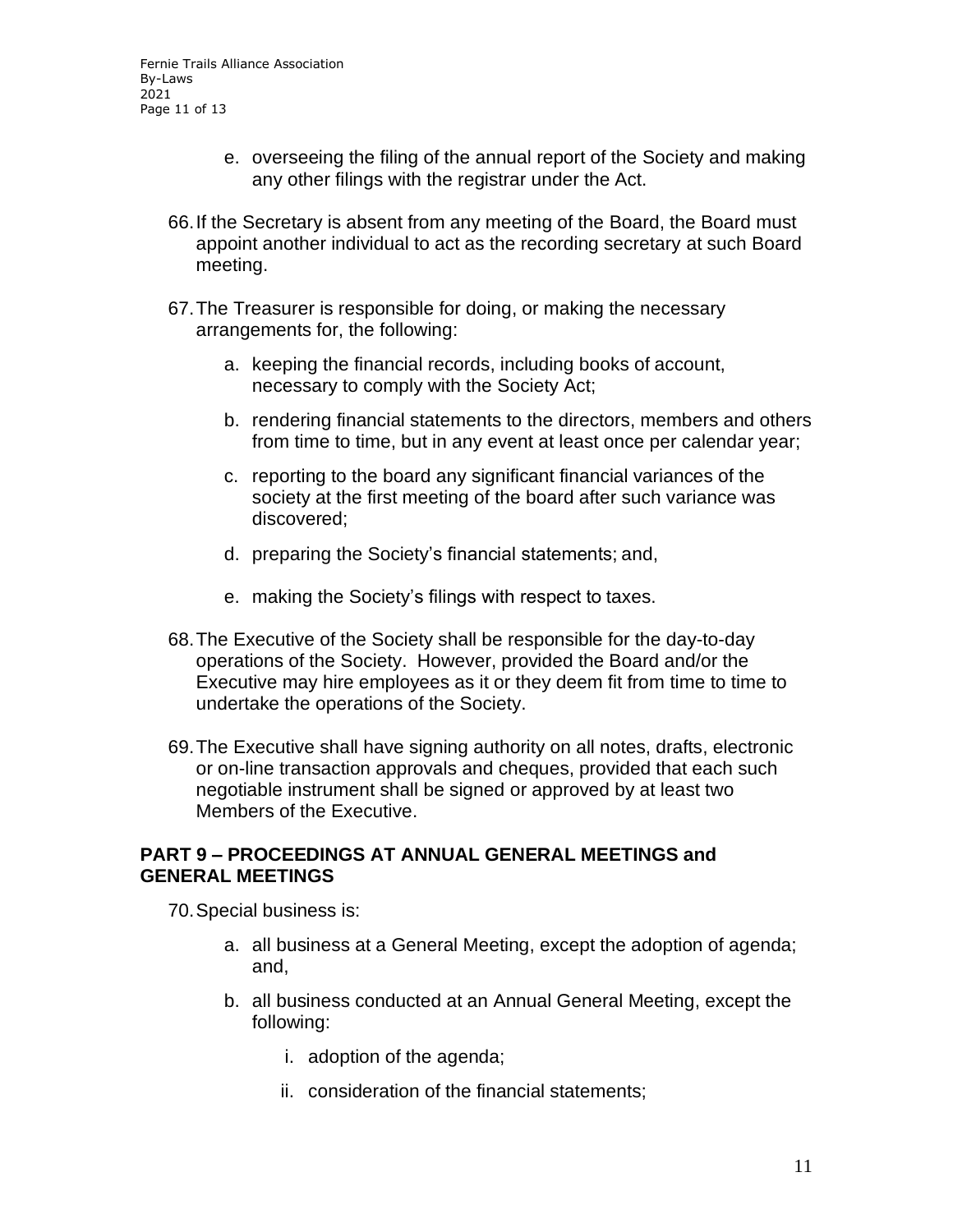e. overseeing the filing of the annual report of the Society and making any other filings with the registrar under the Act.

66. If the Secretary is absent from any meeting of the Board, the Board must appoint another individual to act as the recording secretary at such Board meeting.

67. The Treasurer is responsible for doing, or making the necessary arrangements for, the following:

   a. keeping the financial records, including books of account, necessary to comply with the Society Act;

   b. rendering financial statements to the directors, members and others from time to time, but in any event at least once per calendar year;

   c. reporting to the board any significant financial variances of the society at the first meeting of the board after such variance was discovered;

   d. preparing the Society's financial statements; and,

   e. making the Society's filings with respect to taxes.

68. The Executive of the Society shall be responsible for the day-to-day operations of the Society. However, provided the Board and/or the Executive may hire employees as it or they deem fit from time to time to undertake the operations of the Society.

69. The Executive shall have signing authority on all notes, drafts, electronic or on-line transaction approvals and cheques, provided that each such negotiable instrument shall be signed or approved by at least two Members of the Executive.

## PART 9 – PROCEEDINGS AT ANNUAL GENERAL MEETINGS and GENERAL MEETINGS

70. Special business is:

   a. all business at a General Meeting, except the adoption of agenda; and,

   b. all business conducted at an Annual General Meeting, except the following:

      i. adoption of the agenda;

      ii. consideration of the financial statements;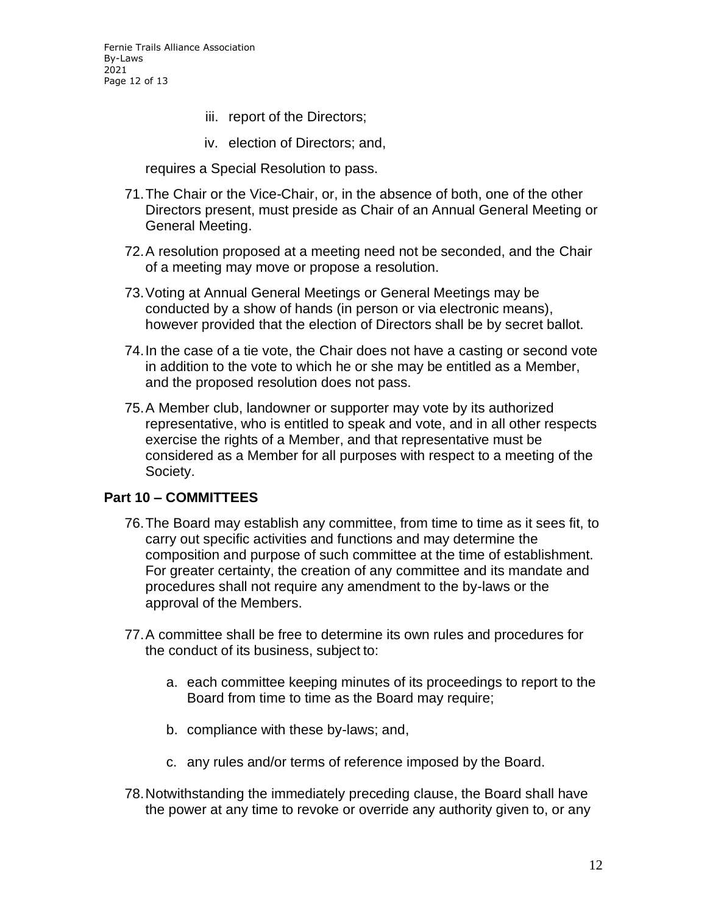iii. report of the Directors;

iv. election of Directors; and,

requires a Special Resolution to pass.

71. The Chair or the Vice-Chair, or, in the absence of both, one of the other Directors present, must preside as Chair of an Annual General Meeting or General Meeting.

72. A resolution proposed at a meeting need not be seconded, and the Chair of a meeting may move or propose a resolution.

73. Voting at Annual General Meetings or General Meetings may be conducted by a show of hands (in person or via electronic means), however provided that the election of Directors shall be by secret ballot.

74. In the case of a tie vote, the Chair does not have a casting or second vote in addition to the vote to which he or she may be entitled as a Member, and the proposed resolution does not pass.

75. A Member club, landowner or supporter may vote by its authorized representative, who is entitled to speak and vote, and in all other respects exercise the rights of a Member, and that representative must be considered as a Member for all purposes with respect to a meeting of the Society.

## Part 10 – COMMITTEES

76. The Board may establish any committee, from time to time as it sees fit, to carry out specific activities and functions and may determine the composition and purpose of such committee at the time of establishment. For greater certainty, the creation of any committee and its mandate and procedures shall not require any amendment to the by-laws or the approval of the Members.

77. A committee shall be free to determine its own rules and procedures for the conduct of its business, subject to:

    a. each committee keeping minutes of its proceedings to report to the Board from time to time as the Board may require;

    b. compliance with these by-laws; and,

    c. any rules and/or terms of reference imposed by the Board.

78. Notwithstanding the immediately preceding clause, the Board shall have the power at any time to revoke or override any authority given to, or any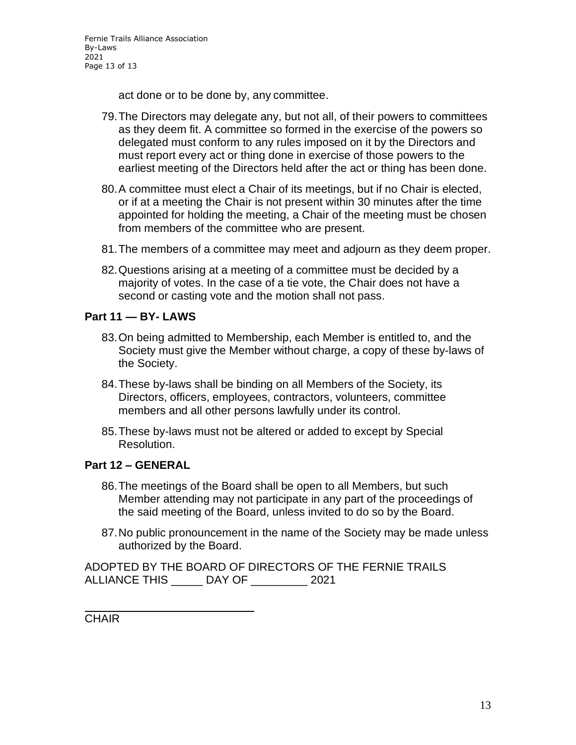act done or to be done by, any committee.

79. The Directors may delegate any, but not all, of their powers to committees as they deem fit. A committee so formed in the exercise of the powers so delegated must conform to any rules imposed on it by the Directors and must report every act or thing done in exercise of those powers to the earliest meeting of the Directors held after the act or thing has been done.

80. A committee must elect a Chair of its meetings, but if no Chair is elected, or if at a meeting the Chair is not present within 30 minutes after the time appointed for holding the meeting, a Chair of the meeting must be chosen from members of the committee who are present.

81. The members of a committee may meet and adjourn as they deem proper.

82. Questions arising at a meeting of a committee must be decided by a majority of votes. In the case of a tie vote, the Chair does not have a second or casting vote and the motion shall not pass.

## Part 11 — BY- LAWS

83. On being admitted to Membership, each Member is entitled to, and the Society must give the Member without charge, a copy of these by-laws of the Society.

84. These by-laws shall be binding on all Members of the Society, its Directors, officers, employees, contractors, volunteers, committee members and all other persons lawfully under its control.

85. These by-laws must not be altered or added to except by Special Resolution.

## Part 12 – GENERAL

86. The meetings of the Board shall be open to all Members, but such Member attending may not participate in any part of the proceedings of the said meeting of the Board, unless invited to do so by the Board.

87. No public pronouncement in the name of the Society may be made unless authorized by the Board.

ADOPTED BY THE BOARD OF DIRECTORS OF THE FERNIE TRAILS ALLIANCE THIS _____ DAY OF _________ 2021

___________________________

CHAIR